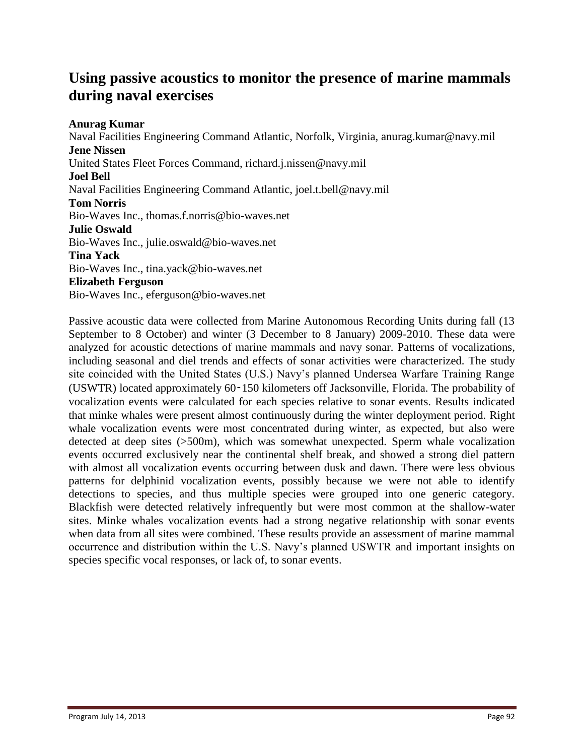# Using passive acoustics to monitor the presence of marine mammals during naval exercises

**Anurag Kumar**
Naval Facilities Engineering Command Atlantic, Norfolk, Virginia, anurag.kumar@navy.mil
**Jene Nissen**
United States Fleet Forces Command, richard.j.nissen@navy.mil
**Joel Bell**
Naval Facilities Engineering Command Atlantic, joel.t.bell@navy.mil
**Tom Norris**
Bio-Waves Inc., thomas.f.norris@bio-waves.net
**Julie Oswald**
Bio-Waves Inc., julie.oswald@bio-waves.net
**Tina Yack**
Bio-Waves Inc., tina.yack@bio-waves.net
**Elizabeth Ferguson**
Bio-Waves Inc., eferguson@bio-waves.net

Passive acoustic data were collected from Marine Autonomous Recording Units during fall (13 September to 8 October) and winter (3 December to 8 January) 2009-2010. These data were analyzed for acoustic detections of marine mammals and navy sonar. Patterns of vocalizations, including seasonal and diel trends and effects of sonar activities were characterized. The study site coincided with the United States (U.S.) Navy's planned Undersea Warfare Training Range (USWTR) located approximately 60‑150 kilometers off Jacksonville, Florida. The probability of vocalization events were calculated for each species relative to sonar events. Results indicated that minke whales were present almost continuously during the winter deployment period. Right whale vocalization events were most concentrated during winter, as expected, but also were detected at deep sites (>500m), which was somewhat unexpected. Sperm whale vocalization events occurred exclusively near the continental shelf break, and showed a strong diel pattern with almost all vocalization events occurring between dusk and dawn. There were less obvious patterns for delphinid vocalization events, possibly because we were not able to identify detections to species, and thus multiple species were grouped into one generic category. Blackfish were detected relatively infrequently but were most common at the shallow-water sites. Minke whales vocalization events had a strong negative relationship with sonar events when data from all sites were combined. These results provide an assessment of marine mammal occurrence and distribution within the U.S. Navy's planned USWTR and important insights on species specific vocal responses, or lack of, to sonar events.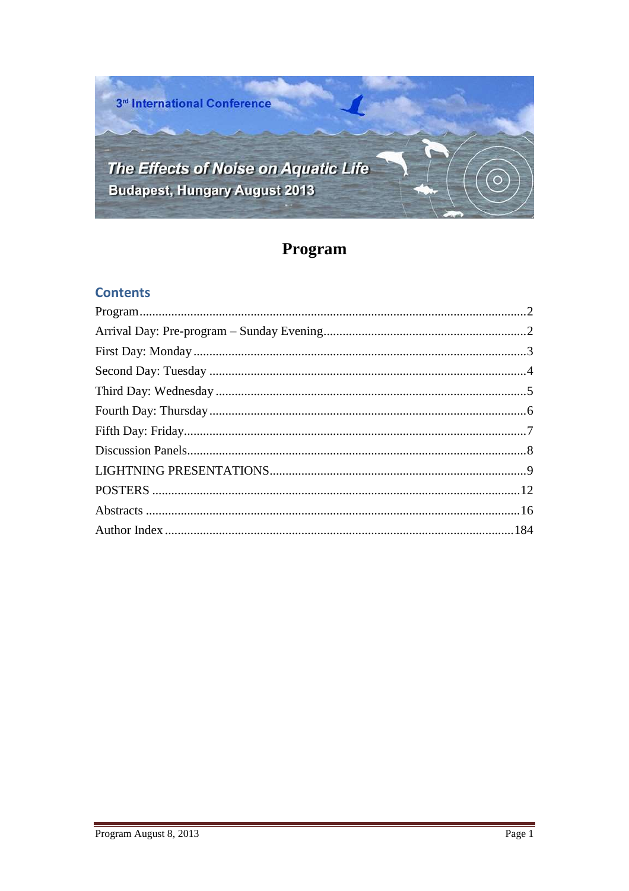3rd International Conference

The Effects of Noise on Aquatic Life

Budapest, Hungary August 2013

# Program

## Contents

| | |
|---|---|
| Program | 2 |
| Arrival Day: Pre-program – Sunday Evening | 2 |
| First Day: Monday | 3 |
| Second Day: Tuesday | 4 |
| Third Day: Wednesday | 5 |
| Fourth Day: Thursday | 6 |
| Fifth Day: Friday | 7 |
| Discussion Panels | 8 |
| LIGHTNING PRESENTATIONS | 9 |
| POSTERS | 12 |
| Abstracts | 16 |
| Author Index | 184 |